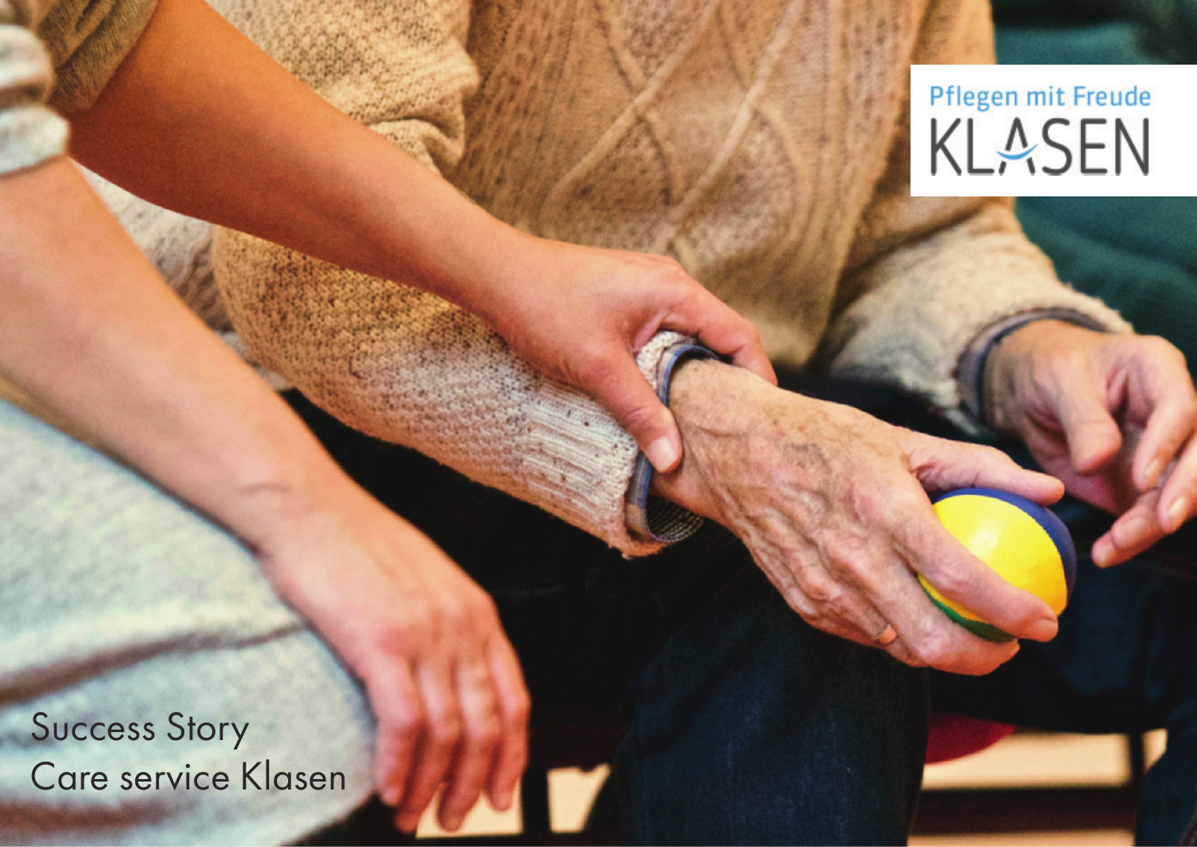Pflegen mit Freude
KLASEN

# Success Story
# Care service Klasen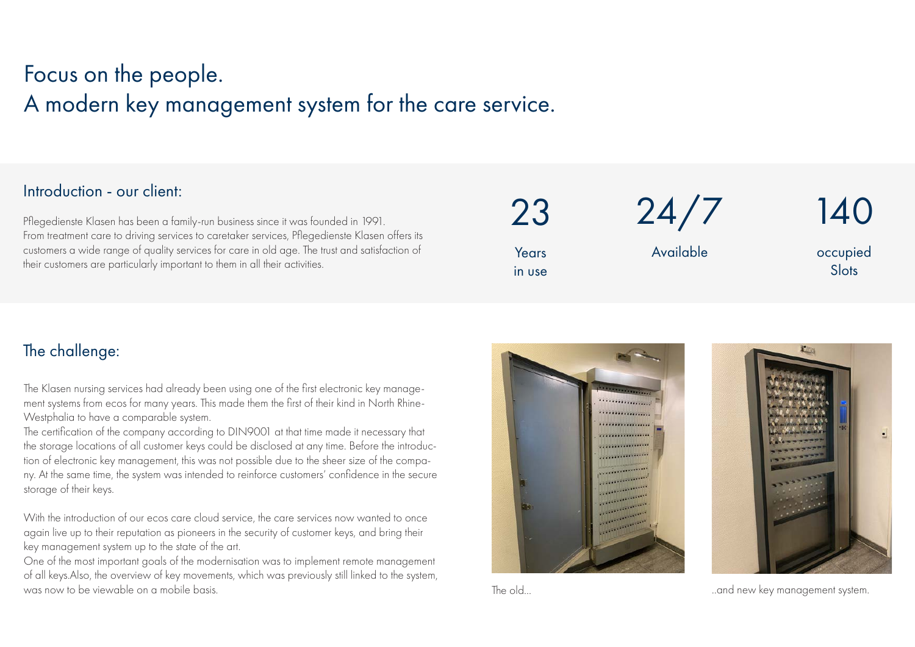# Focus on the people.
# A modern key management system for the care service.

## Introduction - our client:

Pflegedienste Klasen has been a family-run business since it was founded in 1991. From treatment care to driving services to caretaker services, Pflegedienste Klasen offers its customers a wide range of quality services for care in old age. The trust and satisfaction of their customers are particularly important to them in all their activities.

| 23 | 24/7 | 140 |
|---|---|---|
| Years in use | Available | occupied Slots |

## The challenge:

The Klasen nursing services had already been using one of the first electronic key management systems from ecos for many years. This made them the first of their kind in North Rhine-Westphalia to have a comparable system.

The certification of the company according to DIN9001 at that time made it necessary that the storage locations of all customer keys could be disclosed at any time. Before the introduction of electronic key management, this was not possible due to the sheer size of the company. At the same time, the system was intended to reinforce customers' confidence in the secure storage of their keys.

With the introduction of our ecos care cloud service, the care services now wanted to once again live up to their reputation as pioneers in the security of customer keys, and bring their key management system up to the state of the art.

One of the most important goals of the modernisation was to implement remote management of all keys.Also, the overview of key movements, which was previously still linked to the system, was now to be viewable on a mobile basis.

The old...

..and new key management system.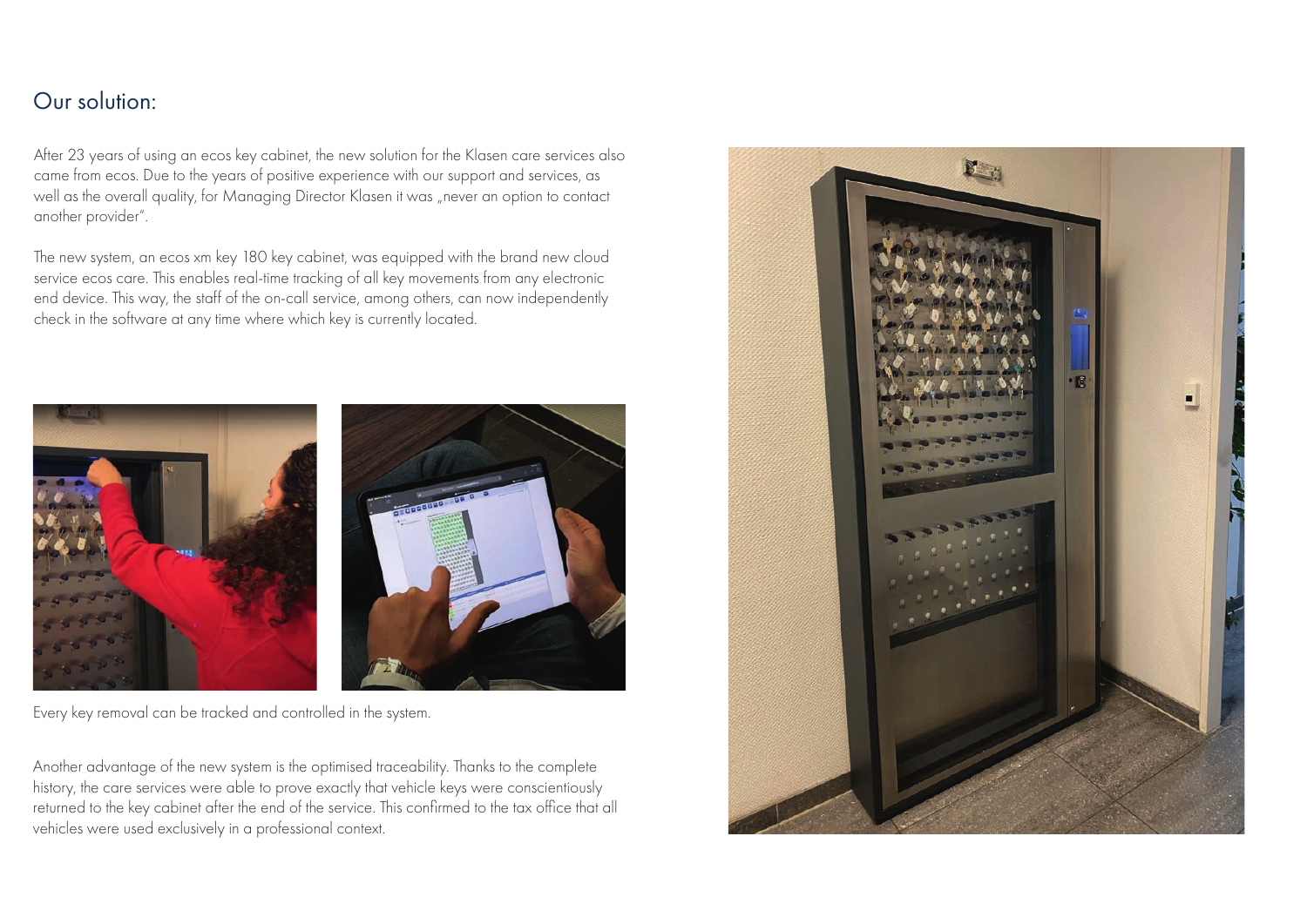## Our solution:

After 23 years of using an ecos key cabinet, the new solution for the Klasen care services also came from ecos. Due to the years of positive experience with our support and services, as well as the overall quality, for Managing Director Klasen it was „never an option to contact another provider".

The new system, an ecos xm key 180 key cabinet, was equipped with the brand new cloud service ecos care. This enables real-time tracking of all key movements from any electronic end device. This way, the staff of the on-call service, among others, can now independently check in the software at any time where which key is currently located.

Every key removal can be tracked and controlled in the system.

Another advantage of the new system is the optimised traceability. Thanks to the complete history, the care services were able to prove exactly that vehicle keys were conscientiously returned to the key cabinet after the end of the service. This confirmed to the tax office that all vehicles were used exclusively in a professional context.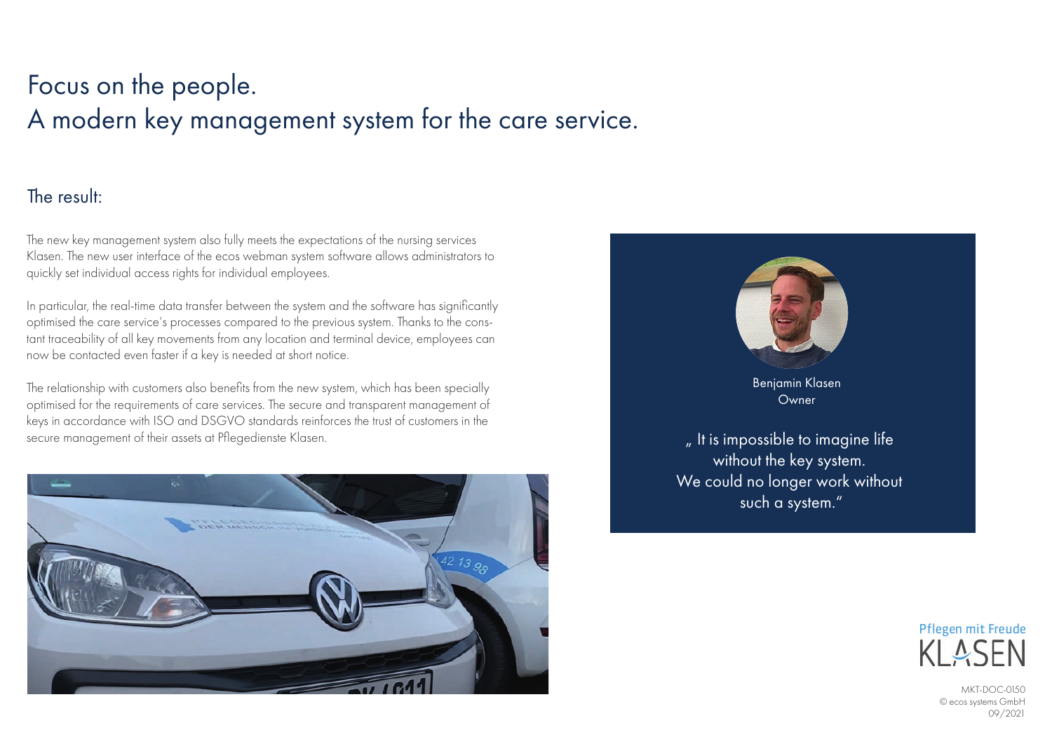# Focus on the people.
# A modern key management system for the care service.

## The result:

The new key management system also fully meets the expectations of the nursing services Klasen. The new user interface of the ecos webman system software allows administrators to quickly set individual access rights for individual employees.

In particular, the real-time data transfer between the system and the software has significantly optimised the care service's processes compared to the previous system. Thanks to the constant traceability of all key movements from any location and terminal device, employees can now be contacted even faster if a key is needed at short notice.

The relationship with customers also benefits from the new system, which has been specially optimised for the requirements of care services. The secure and transparent management of keys in accordance with ISO and DSGVO standards reinforces the trust of customers in the secure management of their assets at Pflegedienste Klasen.

Benjamin Klasen
Owner

„ It is impossible to imagine life without the key system. We could no longer work without such a system."

Pflegen mit Freude
KLASEN

MKT-DOC-0150
© ecos systems GmbH
09/2021